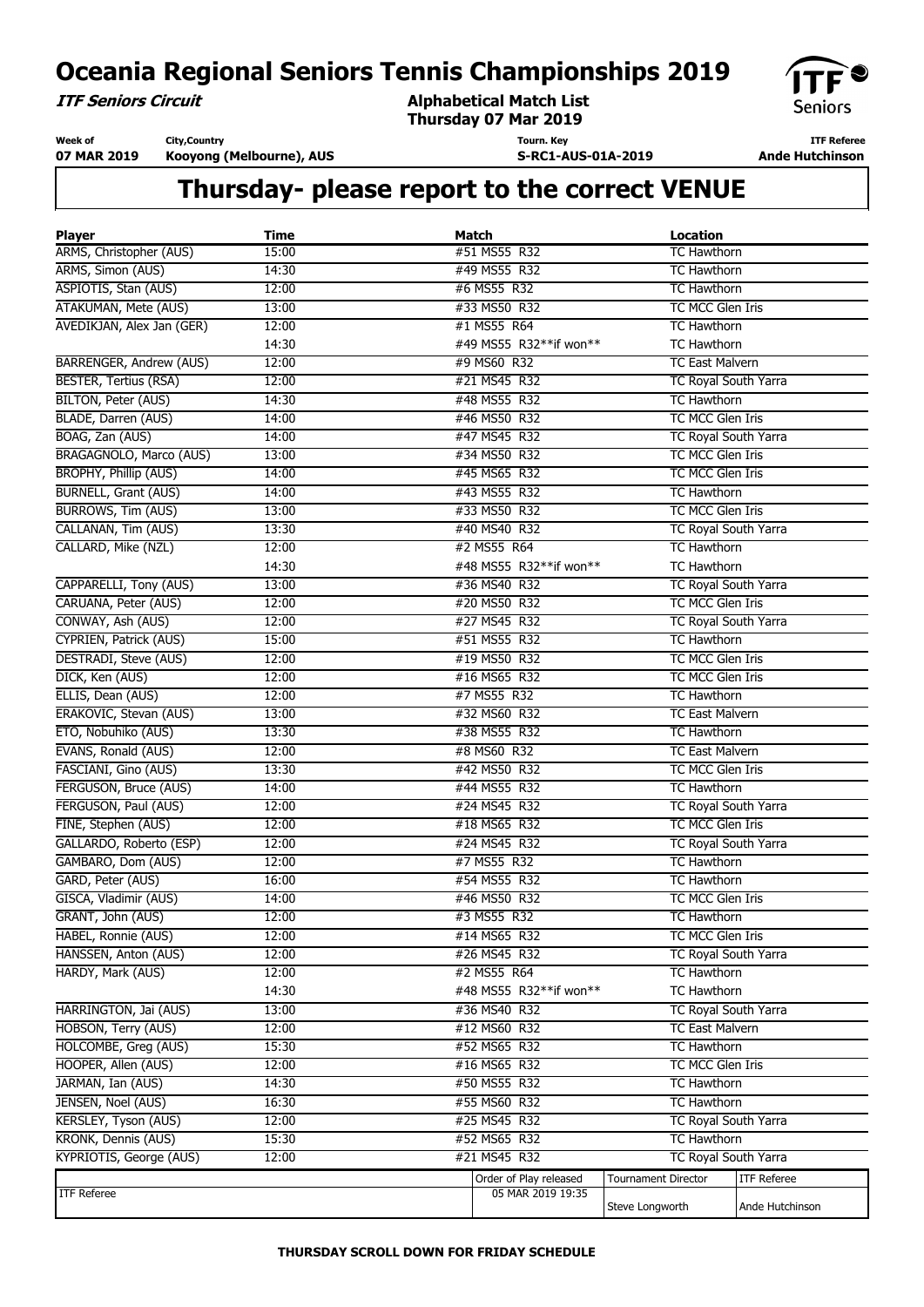# Oceania Regional Seniors Tennis Championships 2019

***ITF Seniors Circuit***

**Alphabetical Match List**
**Thursday 07 Mar 2019**

| Week of | City,Country | Tourn. Key | ITF Referee |
|---|---|---|---|
| **07 MAR 2019** | **Kooyong (Melbourne), AUS** | **S-RC1-AUS-01A-2019** | **Ande Hutchinson** |

## Thursday- please report to the correct VENUE

| Player | Time | Match | Location |
|---|---|---|---|
| ARMS, Christopher (AUS) | 15:00 | #51 MS55 R32 | TC Hawthorn |
| ARMS, Simon (AUS) | 14:30 | #49 MS55 R32 | TC Hawthorn |
| ASPIOTIS, Stan (AUS) | 12:00 | #6 MS55 R32 | TC Hawthorn |
| ATAKUMAN, Mete (AUS) | 13:00 | #33 MS50 R32 | TC MCC Glen Iris |
| AVEDIKJAN, Alex Jan (GER) | 12:00 | #1 MS55 R64 | TC Hawthorn |
| | 14:30 | #49 MS55 R32**if won** | TC Hawthorn |
| BARRENGER, Andrew (AUS) | 12:00 | #9 MS60 R32 | TC East Malvern |
| BESTER, Tertius (RSA) | 12:00 | #21 MS45 R32 | TC Royal South Yarra |
| BILTON, Peter (AUS) | 14:30 | #48 MS55 R32 | TC Hawthorn |
| BLADE, Darren (AUS) | 14:00 | #46 MS50 R32 | TC MCC Glen Iris |
| BOAG, Zan (AUS) | 14:00 | #47 MS45 R32 | TC Royal South Yarra |
| BRAGAGNOLO, Marco (AUS) | 13:00 | #34 MS50 R32 | TC MCC Glen Iris |
| BROPHY, Phillip (AUS) | 14:00 | #45 MS65 R32 | TC MCC Glen Iris |
| BURNELL, Grant (AUS) | 14:00 | #43 MS55 R32 | TC Hawthorn |
| BURROWS, Tim (AUS) | 13:00 | #33 MS50 R32 | TC MCC Glen Iris |
| CALLANAN, Tim (AUS) | 13:30 | #40 MS40 R32 | TC Royal South Yarra |
| CALLARD, Mike (NZL) | 12:00 | #2 MS55 R64 | TC Hawthorn |
| | 14:30 | #48 MS55 R32**if won** | TC Hawthorn |
| CAPPARELLI, Tony (AUS) | 13:00 | #36 MS40 R32 | TC Royal South Yarra |
| CARUANA, Peter (AUS) | 12:00 | #20 MS50 R32 | TC MCC Glen Iris |
| CONWAY, Ash (AUS) | 12:00 | #27 MS45 R32 | TC Royal South Yarra |
| CYPRIEN, Patrick (AUS) | 15:00 | #51 MS55 R32 | TC Hawthorn |
| DESTRADI, Steve (AUS) | 12:00 | #19 MS50 R32 | TC MCC Glen Iris |
| DICK, Ken (AUS) | 12:00 | #16 MS65 R32 | TC MCC Glen Iris |
| ELLIS, Dean (AUS) | 12:00 | #7 MS55 R32 | TC Hawthorn |
| ERAKOVIC, Stevan (AUS) | 13:00 | #32 MS60 R32 | TC East Malvern |
| ETO, Nobuhiko (AUS) | 13:30 | #38 MS55 R32 | TC Hawthorn |
| EVANS, Ronald (AUS) | 12:00 | #8 MS60 R32 | TC East Malvern |
| FASCIANI, Gino (AUS) | 13:30 | #42 MS50 R32 | TC MCC Glen Iris |
| FERGUSON, Bruce (AUS) | 14:00 | #44 MS55 R32 | TC Hawthorn |
| FERGUSON, Paul (AUS) | 12:00 | #24 MS45 R32 | TC Royal South Yarra |
| FINE, Stephen (AUS) | 12:00 | #18 MS65 R32 | TC MCC Glen Iris |
| GALLARDO, Roberto (ESP) | 12:00 | #24 MS45 R32 | TC Royal South Yarra |
| GAMBARO, Dom (AUS) | 12:00 | #7 MS55 R32 | TC Hawthorn |
| GARD, Peter (AUS) | 16:00 | #54 MS55 R32 | TC Hawthorn |
| GISCA, Vladimir (AUS) | 14:00 | #46 MS50 R32 | TC MCC Glen Iris |
| GRANT, John (AUS) | 12:00 | #3 MS55 R32 | TC Hawthorn |
| HABEL, Ronnie (AUS) | 12:00 | #14 MS65 R32 | TC MCC Glen Iris |
| HANSSEN, Anton (AUS) | 12:00 | #26 MS45 R32 | TC Royal South Yarra |
| HARDY, Mark (AUS) | 12:00 | #2 MS55 R64 | TC Hawthorn |
| | 14:30 | #48 MS55 R32**if won** | TC Hawthorn |
| HARRINGTON, Jai (AUS) | 13:00 | #36 MS40 R32 | TC Royal South Yarra |
| HOBSON, Terry (AUS) | 12:00 | #12 MS60 R32 | TC East Malvern |
| HOLCOMBE, Greg (AUS) | 15:30 | #52 MS65 R32 | TC Hawthorn |
| HOOPER, Allen (AUS) | 12:00 | #16 MS65 R32 | TC MCC Glen Iris |
| JARMAN, Ian (AUS) | 14:30 | #50 MS55 R32 | TC Hawthorn |
| JENSEN, Noel (AUS) | 16:30 | #55 MS60 R32 | TC Hawthorn |
| KERSLEY, Tyson (AUS) | 12:00 | #25 MS45 R32 | TC Royal South Yarra |
| KRONK, Dennis (AUS) | 15:30 | #52 MS65 R32 | TC Hawthorn |
| KYPRIOTIS, George (AUS) | 12:00 | #21 MS45 R32 | TC Royal South Yarra |

| ITF Referee | Order of Play released | Tournament Director | ITF Referee |
|---|---|---|---|
| | 05 MAR 2019 19:35 | Steve Longworth | Ande Hutchinson |

**THURSDAY SCROLL DOWN FOR FRIDAY SCHEDULE**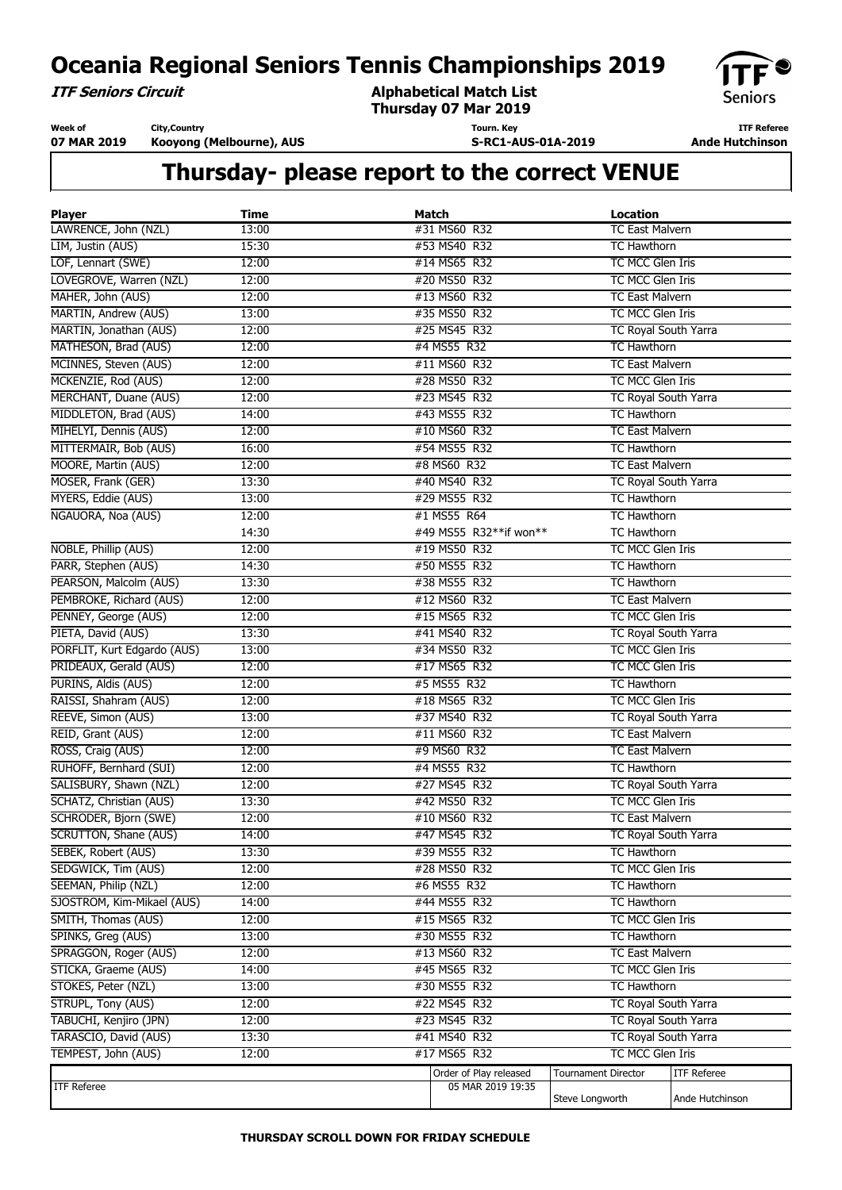# Oceania Regional Seniors Tennis Championships 2019

***ITF Seniors Circuit***

**Alphabetical Match List**
**Thursday 07 Mar 2019**

| Week of | City,Country | Tourn. Key | ITF Referee |
|---|---|---|---|
| **07 MAR 2019** | **Kooyong (Melbourne), AUS** | **S-RC1-AUS-01A-2019** | **Ande Hutchinson** |

## Thursday- please report to the correct VENUE

| Player | Time | Match | Location |
|---|---|---|---|
| LAWRENCE, John (NZL) | 13:00 | #31 MS60 R32 | TC East Malvern |
| LIM, Justin (AUS) | 15:30 | #53 MS40 R32 | TC Hawthorn |
| LOF, Lennart (SWE) | 12:00 | #14 MS65 R32 | TC MCC Glen Iris |
| LOVEGROVE, Warren (NZL) | 12:00 | #20 MS50 R32 | TC MCC Glen Iris |
| MAHER, John (AUS) | 12:00 | #13 MS60 R32 | TC East Malvern |
| MARTIN, Andrew (AUS) | 13:00 | #35 MS50 R32 | TC MCC Glen Iris |
| MARTIN, Jonathan (AUS) | 12:00 | #25 MS45 R32 | TC Royal South Yarra |
| MATHESON, Brad (AUS) | 12:00 | #4 MS55 R32 | TC Hawthorn |
| MCINNES, Steven (AUS) | 12:00 | #11 MS60 R32 | TC East Malvern |
| MCKENZIE, Rod (AUS) | 12:00 | #28 MS50 R32 | TC MCC Glen Iris |
| MERCHANT, Duane (AUS) | 12:00 | #23 MS45 R32 | TC Royal South Yarra |
| MIDDLETON, Brad (AUS) | 14:00 | #43 MS55 R32 | TC Hawthorn |
| MIHELYI, Dennis (AUS) | 12:00 | #10 MS60 R32 | TC East Malvern |
| MITTERMAIR, Bob (AUS) | 16:00 | #54 MS55 R32 | TC Hawthorn |
| MOORE, Martin (AUS) | 12:00 | #8 MS60 R32 | TC East Malvern |
| MOSER, Frank (GER) | 13:30 | #40 MS40 R32 | TC Royal South Yarra |
| MYERS, Eddie (AUS) | 13:00 | #29 MS55 R32 | TC Hawthorn |
| NGAUORA, Noa (AUS) | 12:00 | #1 MS55 R64 | TC Hawthorn |
| | 14:30 | #49 MS55 R32**if won** | TC Hawthorn |
| NOBLE, Phillip (AUS) | 12:00 | #19 MS50 R32 | TC MCC Glen Iris |
| PARR, Stephen (AUS) | 14:30 | #50 MS55 R32 | TC Hawthorn |
| PEARSON, Malcolm (AUS) | 13:30 | #38 MS55 R32 | TC Hawthorn |
| PEMBROKE, Richard (AUS) | 12:00 | #12 MS60 R32 | TC East Malvern |
| PENNEY, George (AUS) | 12:00 | #15 MS65 R32 | TC MCC Glen Iris |
| PIETA, David (AUS) | 13:30 | #41 MS40 R32 | TC Royal South Yarra |
| PORFLIT, Kurt Edgardo (AUS) | 13:00 | #34 MS50 R32 | TC MCC Glen Iris |
| PRIDEAUX, Gerald (AUS) | 12:00 | #17 MS65 R32 | TC MCC Glen Iris |
| PURINS, Aldis (AUS) | 12:00 | #5 MS55 R32 | TC Hawthorn |
| RAISSI, Shahram (AUS) | 12:00 | #18 MS65 R32 | TC MCC Glen Iris |
| REEVE, Simon (AUS) | 13:00 | #37 MS40 R32 | TC Royal South Yarra |
| REID, Grant (AUS) | 12:00 | #11 MS60 R32 | TC East Malvern |
| ROSS, Craig (AUS) | 12:00 | #9 MS60 R32 | TC East Malvern |
| RUHOFF, Bernhard (SUI) | 12:00 | #4 MS55 R32 | TC Hawthorn |
| SALISBURY, Shawn (NZL) | 12:00 | #27 MS45 R32 | TC Royal South Yarra |
| SCHATZ, Christian (AUS) | 13:30 | #42 MS50 R32 | TC MCC Glen Iris |
| SCHRODER, Bjorn (SWE) | 12:00 | #10 MS60 R32 | TC East Malvern |
| SCRUTTON, Shane (AUS) | 14:00 | #47 MS45 R32 | TC Royal South Yarra |
| SEBEK, Robert (AUS) | 13:30 | #39 MS55 R32 | TC Hawthorn |
| SEDGWICK, Tim (AUS) | 12:00 | #28 MS50 R32 | TC MCC Glen Iris |
| SEEMAN, Philip (NZL) | 12:00 | #6 MS55 R32 | TC Hawthorn |
| SJOSTROM, Kim-Mikael (AUS) | 14:00 | #44 MS55 R32 | TC Hawthorn |
| SMITH, Thomas (AUS) | 12:00 | #15 MS65 R32 | TC MCC Glen Iris |
| SPINKS, Greg (AUS) | 13:00 | #30 MS55 R32 | TC Hawthorn |
| SPRAGGON, Roger (AUS) | 12:00 | #13 MS60 R32 | TC East Malvern |
| STICKA, Graeme (AUS) | 14:00 | #45 MS65 R32 | TC MCC Glen Iris |
| STOKES, Peter (NZL) | 13:00 | #30 MS55 R32 | TC Hawthorn |
| STRUPL, Tony (AUS) | 12:00 | #22 MS45 R32 | TC Royal South Yarra |
| TABUCHI, Kenjiro (JPN) | 12:00 | #23 MS45 R32 | TC Royal South Yarra |
| TARASCIO, David (AUS) | 13:30 | #41 MS40 R32 | TC Royal South Yarra |
| TEMPEST, John (AUS) | 12:00 | #17 MS65 R32 | TC MCC Glen Iris |

| ITF Referee | Order of Play released | Tournament Director | ITF Referee |
|---|---|---|---|
| | 05 MAR 2019 19:35 | Steve Longworth | Ande Hutchinson |

**THURSDAY SCROLL DOWN FOR FRIDAY SCHEDULE**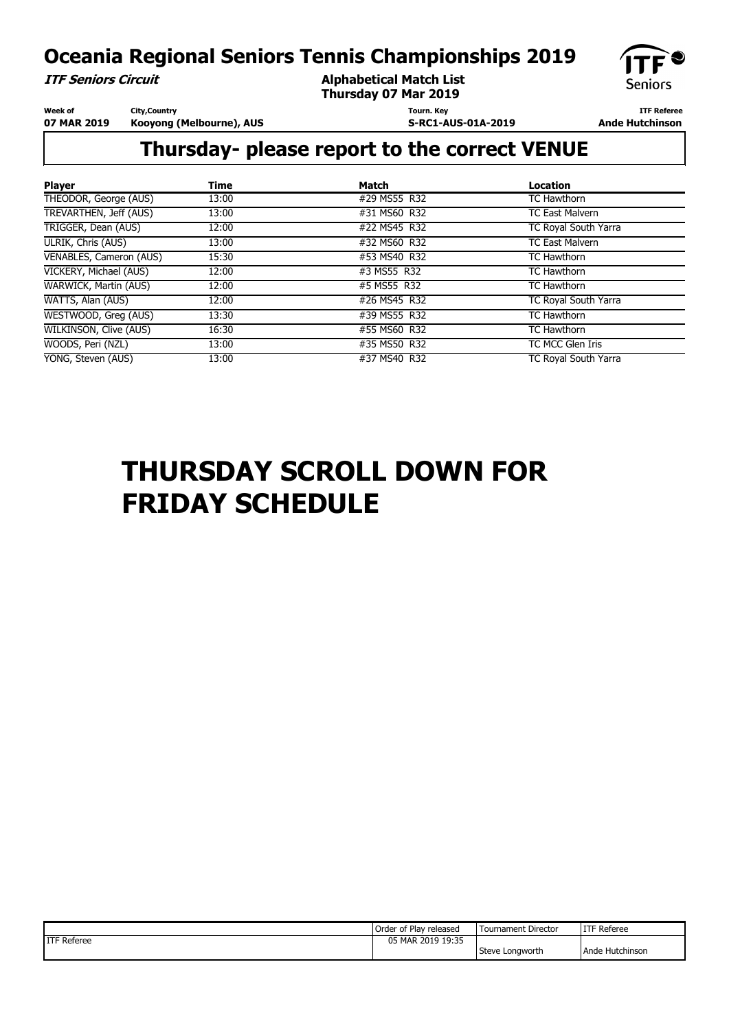# Oceania Regional Seniors Tennis Championships 2019

***ITF Seniors Circuit***

**Alphabetical Match List**
**Thursday 07 Mar 2019**

| Week of | City,Country | Tourn. Key | ITF Referee |
|---|---|---|---|
| **07 MAR 2019** | **Kooyong (Melbourne), AUS** | **S-RC1-AUS-01A-2019** | **Ande Hutchinson** |

## Thursday- please report to the correct VENUE

| Player | Time | Match | Location |
|---|---|---|---|
| THEODOR, George (AUS) | 13:00 | #29 MS55 R32 | TC Hawthorn |
| TREVARTHEN, Jeff (AUS) | 13:00 | #31 MS60 R32 | TC East Malvern |
| TRIGGER, Dean (AUS) | 12:00 | #22 MS45 R32 | TC Royal South Yarra |
| ULRIK, Chris (AUS) | 13:00 | #32 MS60 R32 | TC East Malvern |
| VENABLES, Cameron (AUS) | 15:30 | #53 MS40 R32 | TC Hawthorn |
| VICKERY, Michael (AUS) | 12:00 | #3 MS55 R32 | TC Hawthorn |
| WARWICK, Martin (AUS) | 12:00 | #5 MS55 R32 | TC Hawthorn |
| WATTS, Alan (AUS) | 12:00 | #26 MS45 R32 | TC Royal South Yarra |
| WESTWOOD, Greg (AUS) | 13:30 | #39 MS55 R32 | TC Hawthorn |
| WILKINSON, Clive (AUS) | 16:30 | #55 MS60 R32 | TC Hawthorn |
| WOODS, Peri (NZL) | 13:00 | #35 MS50 R32 | TC MCC Glen Iris |
| YONG, Steven (AUS) | 13:00 | #37 MS40 R32 | TC Royal South Yarra |

# THURSDAY SCROLL DOWN FOR FRIDAY SCHEDULE

| | Order of Play released | Tournament Director | ITF Referee |
|---|---|---|---|
| ITF Referee | 05 MAR 2019 19:35 | Steve Longworth | Ande Hutchinson |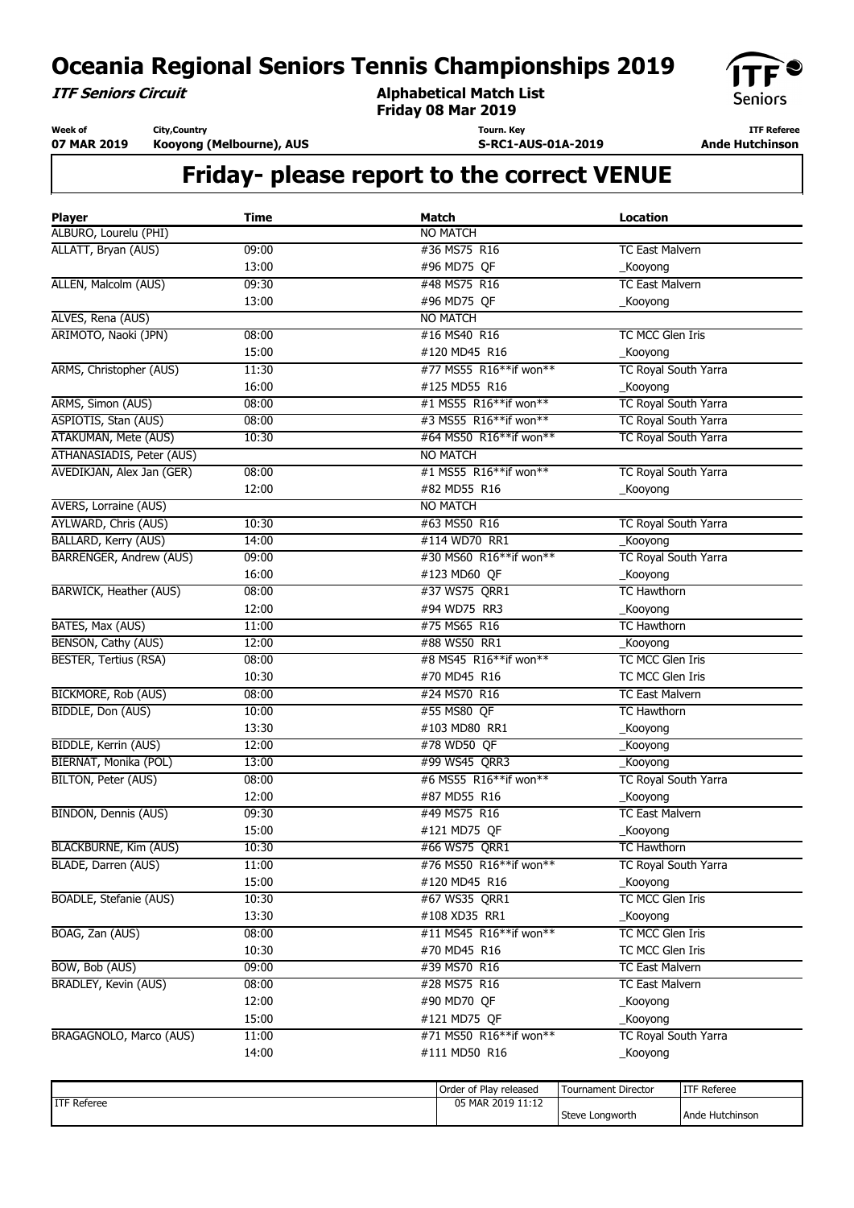# Oceania Regional Seniors Tennis Championships 2019

***ITF Seniors Circuit***

**Alphabetical Match List**
**Friday 08 Mar 2019**

| Week of | City,Country | Tourn. Key | ITF Referee |
|---|---|---|---|
| **07 MAR 2019** | **Kooyong (Melbourne), AUS** | **S-RC1-AUS-01A-2019** | **Ande Hutchinson** |

## Friday- please report to the correct VENUE

| Player | Time | Match | Location |
|---|---|---|---|
| ALBURO, Lourelu (PHI) | | NO MATCH | |
| ALLATT, Bryan (AUS) | 09:00 | #36 MS75 R16 | TC East Malvern |
| | 13:00 | #96 MD75 QF | _Kooyong |
| ALLEN, Malcolm (AUS) | 09:30 | #48 MS75 R16 | TC East Malvern |
| | 13:00 | #96 MD75 QF | _Kooyong |
| ALVES, Rena (AUS) | | NO MATCH | |
| ARIMOTO, Naoki (JPN) | 08:00 | #16 MS40 R16 | TC MCC Glen Iris |
| | 15:00 | #120 MD45 R16 | _Kooyong |
| ARMS, Christopher (AUS) | 11:30 | #77 MS55 R16**if won** | TC Royal South Yarra |
| | 16:00 | #125 MD55 R16 | _Kooyong |
| ARMS, Simon (AUS) | 08:00 | #1 MS55 R16**if won** | TC Royal South Yarra |
| ASPIOTIS, Stan (AUS) | 08:00 | #3 MS55 R16**if won** | TC Royal South Yarra |
| ATAKUMAN, Mete (AUS) | 10:30 | #64 MS50 R16**if won** | TC Royal South Yarra |
| ATHANASIADIS, Peter (AUS) | | NO MATCH | |
| AVEDIKJAN, Alex Jan (GER) | 08:00 | #1 MS55 R16**if won** | TC Royal South Yarra |
| | 12:00 | #82 MD55 R16 | _Kooyong |
| AVERS, Lorraine (AUS) | | NO MATCH | |
| AYLWARD, Chris (AUS) | 10:30 | #63 MS50 R16 | TC Royal South Yarra |
| BALLARD, Kerry (AUS) | 14:00 | #114 WD70 RR1 | _Kooyong |
| BARRENGER, Andrew (AUS) | 09:00 | #30 MS60 R16**if won** | TC Royal South Yarra |
| | 16:00 | #123 MD60 QF | _Kooyong |
| BARWICK, Heather (AUS) | 08:00 | #37 WS75 QRR1 | TC Hawthorn |
| | 12:00 | #94 WD75 RR3 | _Kooyong |
| BATES, Max (AUS) | 11:00 | #75 MS65 R16 | TC Hawthorn |
| BENSON, Cathy (AUS) | 12:00 | #88 WS50 RR1 | _Kooyong |
| BESTER, Tertius (RSA) | 08:00 | #8 MS45 R16**if won** | TC MCC Glen Iris |
| | 10:30 | #70 MD45 R16 | TC MCC Glen Iris |
| BICKMORE, Rob (AUS) | 08:00 | #24 MS70 R16 | TC East Malvern |
| BIDDLE, Don (AUS) | 10:00 | #55 MS80 QF | TC Hawthorn |
| | 13:30 | #103 MD80 RR1 | _Kooyong |
| BIDDLE, Kerrin (AUS) | 12:00 | #78 WD50 QF | _Kooyong |
| BIERNAT, Monika (POL) | 13:00 | #99 WS45 QRR3 | _Kooyong |
| BILTON, Peter (AUS) | 08:00 | #6 MS55 R16**if won** | TC Royal South Yarra |
| | 12:00 | #87 MD55 R16 | _Kooyong |
| BINDON, Dennis (AUS) | 09:30 | #49 MS75 R16 | TC East Malvern |
| | 15:00 | #121 MD75 QF | _Kooyong |
| BLACKBURNE, Kim (AUS) | 10:30 | #66 WS75 QRR1 | TC Hawthorn |
| BLADE, Darren (AUS) | 11:00 | #76 MS50 R16**if won** | TC Royal South Yarra |
| | 15:00 | #120 MD45 R16 | _Kooyong |
| BOADLE, Stefanie (AUS) | 10:30 | #67 WS35 QRR1 | TC MCC Glen Iris |
| | 13:30 | #108 XD35 RR1 | _Kooyong |
| BOAG, Zan (AUS) | 08:00 | #11 MS45 R16**if won** | TC MCC Glen Iris |
| | 10:30 | #70 MD45 R16 | TC MCC Glen Iris |
| BOW, Bob (AUS) | 09:00 | #39 MS70 R16 | TC East Malvern |
| BRADLEY, Kevin (AUS) | 08:00 | #28 MS75 R16 | TC East Malvern |
| | 12:00 | #90 MD70 QF | _Kooyong |
| | 15:00 | #121 MD75 QF | _Kooyong |
| BRAGAGNOLO, Marco (AUS) | 11:00 | #71 MS50 R16**if won** | TC Royal South Yarra |
| | 14:00 | #111 MD50 R16 | _Kooyong |

| | Order of Play released | Tournament Director | ITF Referee |
|---|---|---|---|
| ITF Referee | 05 MAR 2019 11:12 | Steve Longworth | Ande Hutchinson |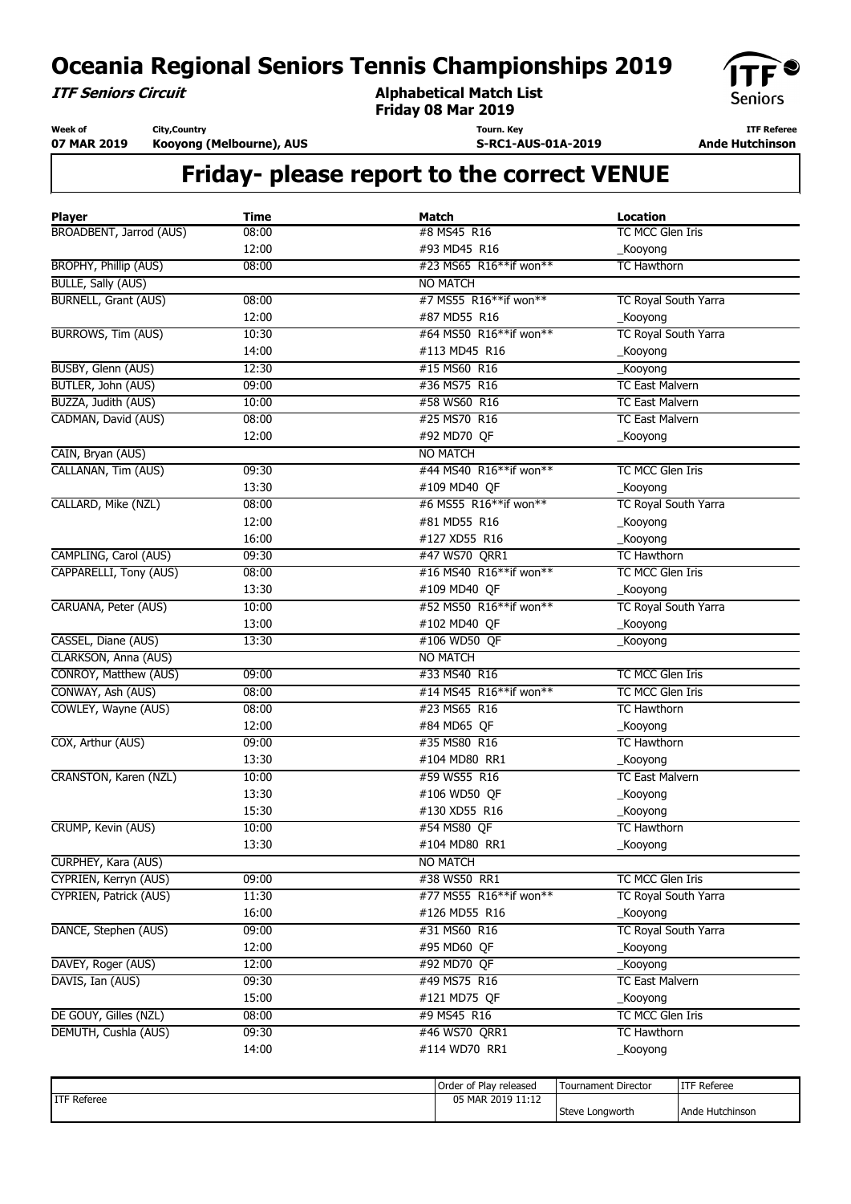# Oceania Regional Seniors Tennis Championships 2019

***ITF Seniors Circuit***

**Alphabetical Match List**
**Friday 08 Mar 2019**

| Week of | City,Country | Tourn. Key | ITF Referee |
|---|---|---|---|
| 07 MAR 2019 | Kooyong (Melbourne), AUS | S-RC1-AUS-01A-2019 | Ande Hutchinson |

## Friday- please report to the correct VENUE

| Player | Time | Match | Location |
|---|---|---|---|
| BROADBENT, Jarrod (AUS) | 08:00 | #8 MS45 R16 | TC MCC Glen Iris |
| | 12:00 | #93 MD45 R16 | _Kooyong |
| BROPHY, Phillip (AUS) | 08:00 | #23 MS65 R16**if won** | TC Hawthorn |
| BULLE, Sally (AUS) | | NO MATCH | |
| BURNELL, Grant (AUS) | 08:00 | #7 MS55 R16**if won** | TC Royal South Yarra |
| | 12:00 | #87 MD55 R16 | _Kooyong |
| BURROWS, Tim (AUS) | 10:30 | #64 MS50 R16**if won** | TC Royal South Yarra |
| | 14:00 | #113 MD45 R16 | _Kooyong |
| BUSBY, Glenn (AUS) | 12:30 | #15 MS60 R16 | _Kooyong |
| BUTLER, John (AUS) | 09:00 | #36 MS75 R16 | TC East Malvern |
| BUZZA, Judith (AUS) | 10:00 | #58 WS60 R16 | TC East Malvern |
| CADMAN, David (AUS) | 08:00 | #25 MS70 R16 | TC East Malvern |
| | 12:00 | #92 MD70 QF | _Kooyong |
| CAIN, Bryan (AUS) | | NO MATCH | |
| CALLANAN, Tim (AUS) | 09:30 | #44 MS40 R16**if won** | TC MCC Glen Iris |
| | 13:30 | #109 MD40 QF | _Kooyong |
| CALLARD, Mike (NZL) | 08:00 | #6 MS55 R16**if won** | TC Royal South Yarra |
| | 12:00 | #81 MD55 R16 | _Kooyong |
| | 16:00 | #127 XD55 R16 | _Kooyong |
| CAMPLING, Carol (AUS) | 09:30 | #47 WS70 QRR1 | TC Hawthorn |
| CAPPARELLI, Tony (AUS) | 08:00 | #16 MS40 R16**if won** | TC MCC Glen Iris |
| | 13:30 | #109 MD40 QF | _Kooyong |
| CARUANA, Peter (AUS) | 10:00 | #52 MS50 R16**if won** | TC Royal South Yarra |
| | 13:00 | #102 MD40 QF | _Kooyong |
| CASSEL, Diane (AUS) | 13:30 | #106 WD50 QF | _Kooyong |
| CLARKSON, Anna (AUS) | | NO MATCH | |
| CONROY, Matthew (AUS) | 09:00 | #33 MS40 R16 | TC MCC Glen Iris |
| CONWAY, Ash (AUS) | 08:00 | #14 MS45 R16**if won** | TC MCC Glen Iris |
| COWLEY, Wayne (AUS) | 08:00 | #23 MS65 R16 | TC Hawthorn |
| | 12:00 | #84 MD65 QF | _Kooyong |
| COX, Arthur (AUS) | 09:00 | #35 MS80 R16 | TC Hawthorn |
| | 13:30 | #104 MD80 RR1 | _Kooyong |
| CRANSTON, Karen (NZL) | 10:00 | #59 WS55 R16 | TC East Malvern |
| | 13:30 | #106 WD50 QF | _Kooyong |
| | 15:30 | #130 XD55 R16 | _Kooyong |
| CRUMP, Kevin (AUS) | 10:00 | #54 MS80 QF | TC Hawthorn |
| | 13:30 | #104 MD80 RR1 | _Kooyong |
| CURPHEY, Kara (AUS) | | NO MATCH | |
| CYPRIEN, Kerryn (AUS) | 09:00 | #38 WS50 RR1 | TC MCC Glen Iris |
| CYPRIEN, Patrick (AUS) | 11:30 | #77 MS55 R16**if won** | TC Royal South Yarra |
| | 16:00 | #126 MD55 R16 | _Kooyong |
| DANCE, Stephen (AUS) | 09:00 | #31 MS60 R16 | TC Royal South Yarra |
| | 12:00 | #95 MD60 QF | _Kooyong |
| DAVEY, Roger (AUS) | 12:00 | #92 MD70 QF | _Kooyong |
| DAVIS, Ian (AUS) | 09:30 | #49 MS75 R16 | TC East Malvern |
| | 15:00 | #121 MD75 QF | _Kooyong |
| DE GOUY, Gilles (NZL) | 08:00 | #9 MS45 R16 | TC MCC Glen Iris |
| DEMUTH, Cushla (AUS) | 09:30 | #46 WS70 QRR1 | TC Hawthorn |
| | 14:00 | #114 WD70 RR1 | _Kooyong |

| | Order of Play released | Tournament Director | ITF Referee |
|---|---|---|---|
| ITF Referee | 05 MAR 2019 11:12 | Steve Longworth | Ande Hutchinson |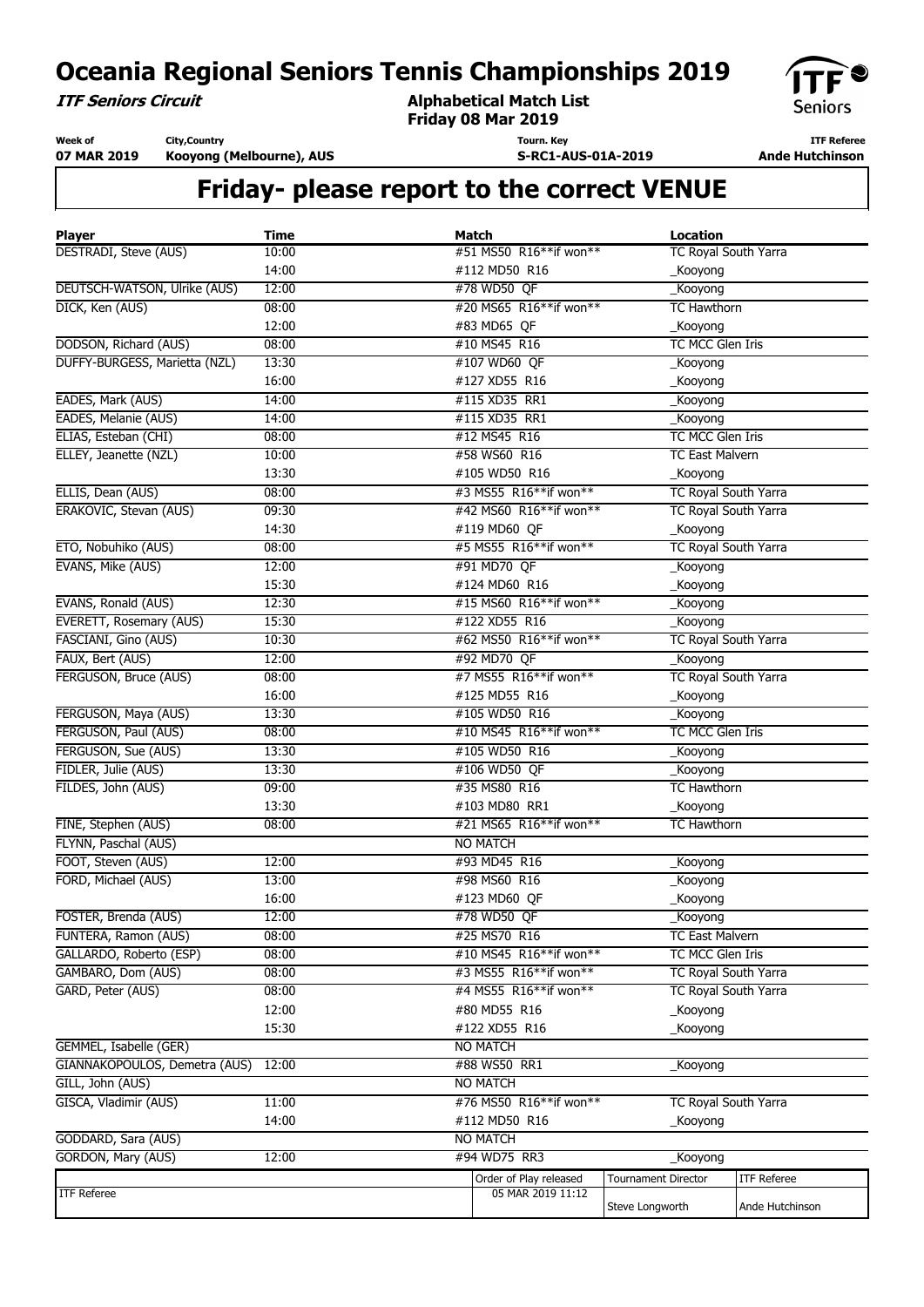# Oceania Regional Seniors Tennis Championships 2019

***ITF Seniors Circuit***

**Alphabetical Match List**
**Friday 08 Mar 2019**

| Week of | City,Country | Tourn. Key | ITF Referee |
|---|---|---|---|
| 07 MAR 2019 | Kooyong (Melbourne), AUS | S-RC1-AUS-01A-2019 | Ande Hutchinson |

## Friday- please report to the correct VENUE

| Player | Time | Match | Location |
|---|---|---|---|
| DESTRADI, Steve (AUS) | 10:00 | #51 MS50 R16**if won** | TC Royal South Yarra |
| | 14:00 | #112 MD50 R16 | _Kooyong |
| DEUTSCH-WATSON, Ulrike (AUS) | 12:00 | #78 WD50 QF | _Kooyong |
| DICK, Ken (AUS) | 08:00 | #20 MS65 R16**if won** | TC Hawthorn |
| | 12:00 | #83 MD65 QF | _Kooyong |
| DODSON, Richard (AUS) | 08:00 | #10 MS45 R16 | TC MCC Glen Iris |
| DUFFY-BURGESS, Marietta (NZL) | 13:30 | #107 WD60 QF | _Kooyong |
| | 16:00 | #127 XD55 R16 | _Kooyong |
| EADES, Mark (AUS) | 14:00 | #115 XD35 RR1 | _Kooyong |
| EADES, Melanie (AUS) | 14:00 | #115 XD35 RR1 | _Kooyong |
| ELIAS, Esteban (CHI) | 08:00 | #12 MS45 R16 | TC MCC Glen Iris |
| ELLEY, Jeanette (NZL) | 10:00 | #58 WS60 R16 | TC East Malvern |
| | 13:30 | #105 WD50 R16 | _Kooyong |
| ELLIS, Dean (AUS) | 08:00 | #3 MS55 R16**if won** | TC Royal South Yarra |
| ERAKOVIC, Stevan (AUS) | 09:30 | #42 MS60 R16**if won** | TC Royal South Yarra |
| | 14:30 | #119 MD60 QF | _Kooyong |
| ETO, Nobuhiko (AUS) | 08:00 | #5 MS55 R16**if won** | TC Royal South Yarra |
| EVANS, Mike (AUS) | 12:00 | #91 MD70 QF | _Kooyong |
| | 15:30 | #124 MD60 R16 | _Kooyong |
| EVANS, Ronald (AUS) | 12:30 | #15 MS60 R16**if won** | _Kooyong |
| EVERETT, Rosemary (AUS) | 15:30 | #122 XD55 R16 | _Kooyong |
| FASCIANI, Gino (AUS) | 10:30 | #62 MS50 R16**if won** | TC Royal South Yarra |
| FAUX, Bert (AUS) | 12:00 | #92 MD70 QF | _Kooyong |
| FERGUSON, Bruce (AUS) | 08:00 | #7 MS55 R16**if won** | TC Royal South Yarra |
| | 16:00 | #125 MD55 R16 | _Kooyong |
| FERGUSON, Maya (AUS) | 13:30 | #105 WD50 R16 | _Kooyong |
| FERGUSON, Paul (AUS) | 08:00 | #10 MS45 R16**if won** | TC MCC Glen Iris |
| FERGUSON, Sue (AUS) | 13:30 | #105 WD50 R16 | _Kooyong |
| FIDLER, Julie (AUS) | 13:30 | #106 WD50 QF | _Kooyong |
| FILDES, John (AUS) | 09:00 | #35 MS80 R16 | TC Hawthorn |
| | 13:30 | #103 MD80 RR1 | _Kooyong |
| FINE, Stephen (AUS) | 08:00 | #21 MS65 R16**if won** | TC Hawthorn |
| FLYNN, Paschal (AUS) | | NO MATCH | |
| FOOT, Steven (AUS) | 12:00 | #93 MD45 R16 | _Kooyong |
| FORD, Michael (AUS) | 13:00 | #98 MS60 R16 | _Kooyong |
| | 16:00 | #123 MD60 QF | _Kooyong |
| FOSTER, Brenda (AUS) | 12:00 | #78 WD50 QF | _Kooyong |
| FUNTERA, Ramon (AUS) | 08:00 | #25 MS70 R16 | TC East Malvern |
| GALLARDO, Roberto (ESP) | 08:00 | #10 MS45 R16**if won** | TC MCC Glen Iris |
| GAMBARO, Dom (AUS) | 08:00 | #3 MS55 R16**if won** | TC Royal South Yarra |
| GARD, Peter (AUS) | 08:00 | #4 MS55 R16**if won** | TC Royal South Yarra |
| | 12:00 | #80 MD55 R16 | _Kooyong |
| | 15:30 | #122 XD55 R16 | _Kooyong |
| GEMMEL, Isabelle (GER) | | NO MATCH | |
| GIANNAKOPOULOS, Demetra (AUS) | 12:00 | #88 WS50 RR1 | _Kooyong |
| GILL, John (AUS) | | NO MATCH | |
| GISCA, Vladimir (AUS) | 11:00 | #76 MS50 R16**if won** | TC Royal South Yarra |
| | 14:00 | #112 MD50 R16 | _Kooyong |
| GODDARD, Sara (AUS) | | NO MATCH | |
| GORDON, Mary (AUS) | 12:00 | #94 WD75 RR3 | _Kooyong |

| ITF Referee | Order of Play released | Tournament Director | ITF Referee |
|---|---|---|---|
| | 05 MAR 2019 11:12 | Steve Longworth | Ande Hutchinson |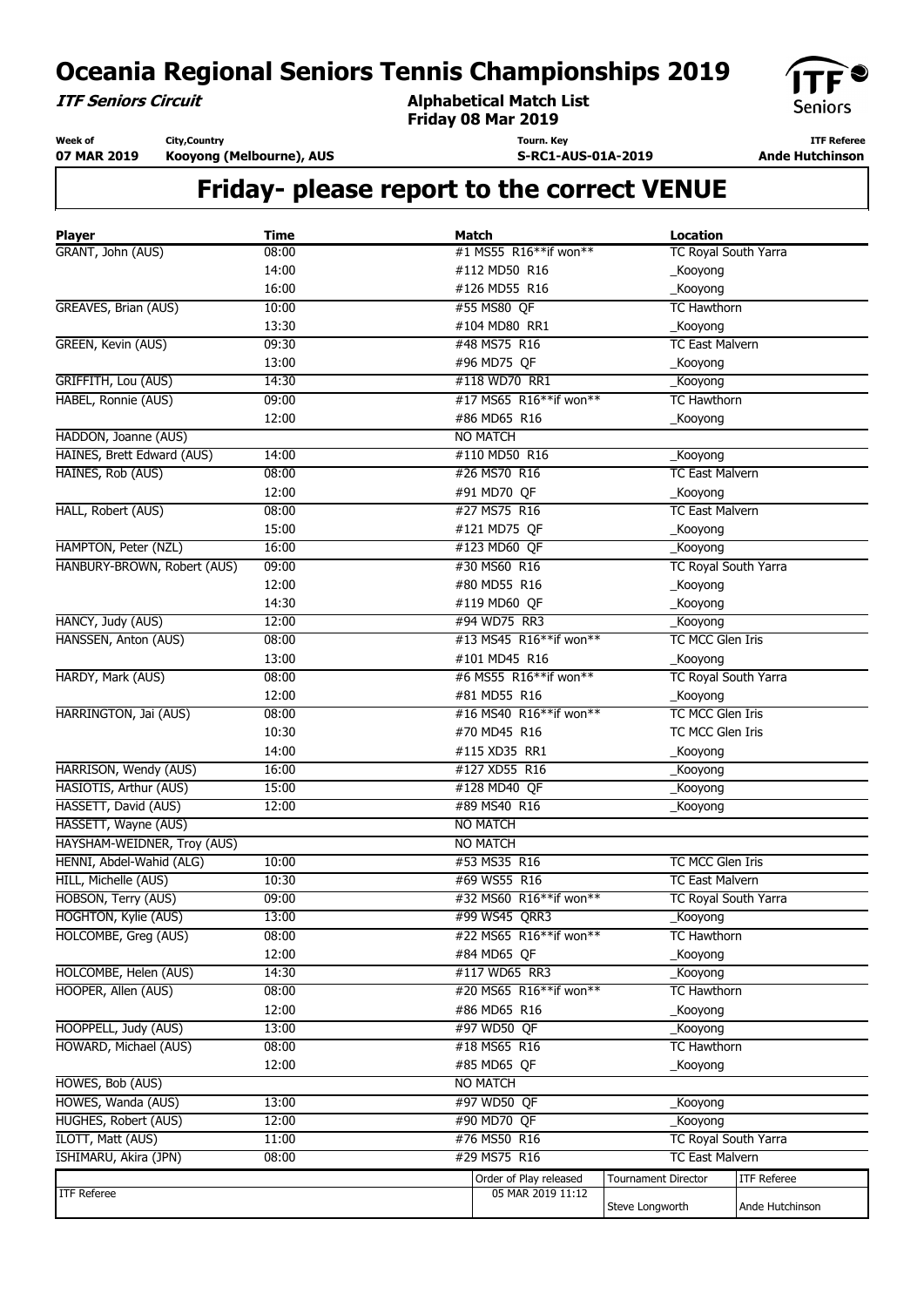# Oceania Regional Seniors Tennis Championships 2019

***ITF Seniors Circuit***

**Alphabetical Match List**
**Friday 08 Mar 2019**

| Week of | City,Country | Tourn. Key | ITF Referee |
|---|---|---|---|
| **07 MAR 2019** | **Kooyong (Melbourne), AUS** | **S-RC1-AUS-01A-2019** | **Ande Hutchinson** |

## Friday- please report to the correct VENUE

| Player | Time | Match | Location |
|---|---|---|---|
| GRANT, John (AUS) | 08:00 | #1 MS55 R16**if won** | TC Royal South Yarra |
| | 14:00 | #112 MD50 R16 | _Kooyong |
| | 16:00 | #126 MD55 R16 | _Kooyong |
| GREAVES, Brian (AUS) | 10:00 | #55 MS80 QF | TC Hawthorn |
| | 13:30 | #104 MD80 RR1 | _Kooyong |
| GREEN, Kevin (AUS) | 09:30 | #48 MS75 R16 | TC East Malvern |
| | 13:00 | #96 MD75 QF | _Kooyong |
| GRIFFITH, Lou (AUS) | 14:30 | #118 WD70 RR1 | _Kooyong |
| HABEL, Ronnie (AUS) | 09:00 | #17 MS65 R16**if won** | TC Hawthorn |
| | 12:00 | #86 MD65 R16 | _Kooyong |
| HADDON, Joanne (AUS) | | NO MATCH | |
| HAINES, Brett Edward (AUS) | 14:00 | #110 MD50 R16 | _Kooyong |
| HAINES, Rob (AUS) | 08:00 | #26 MS70 R16 | TC East Malvern |
| | 12:00 | #91 MD70 QF | _Kooyong |
| HALL, Robert (AUS) | 08:00 | #27 MS75 R16 | TC East Malvern |
| | 15:00 | #121 MD75 QF | _Kooyong |
| HAMPTON, Peter (NZL) | 16:00 | #123 MD60 QF | _Kooyong |
| HANBURY-BROWN, Robert (AUS) | 09:00 | #30 MS60 R16 | TC Royal South Yarra |
| | 12:00 | #80 MD55 R16 | _Kooyong |
| | 14:30 | #119 MD60 QF | _Kooyong |
| HANCY, Judy (AUS) | 12:00 | #94 WD75 RR3 | _Kooyong |
| HANSSEN, Anton (AUS) | 08:00 | #13 MS45 R16**if won** | TC MCC Glen Iris |
| | 13:00 | #101 MD45 R16 | _Kooyong |
| HARDY, Mark (AUS) | 08:00 | #6 MS55 R16**if won** | TC Royal South Yarra |
| | 12:00 | #81 MD55 R16 | _Kooyong |
| HARRINGTON, Jai (AUS) | 08:00 | #16 MS40 R16**if won** | TC MCC Glen Iris |
| | 10:30 | #70 MD45 R16 | TC MCC Glen Iris |
| | 14:00 | #115 XD35 RR1 | _Kooyong |
| HARRISON, Wendy (AUS) | 16:00 | #127 XD55 R16 | _Kooyong |
| HASIOTIS, Arthur (AUS) | 15:00 | #128 MD40 QF | _Kooyong |
| HASSETT, David (AUS) | 12:00 | #89 MS40 R16 | _Kooyong |
| HASSETT, Wayne (AUS) | | NO MATCH | |
| HAYSHAM-WEIDNER, Troy (AUS) | | NO MATCH | |
| HENNI, Abdel-Wahid (ALG) | 10:00 | #53 MS35 R16 | TC MCC Glen Iris |
| HILL, Michelle (AUS) | 10:30 | #69 WS55 R16 | TC East Malvern |
| HOBSON, Terry (AUS) | 09:00 | #32 MS60 R16**if won** | TC Royal South Yarra |
| HOGHTON, Kylie (AUS) | 13:00 | #99 WS45 QRR3 | _Kooyong |
| HOLCOMBE, Greg (AUS) | 08:00 | #22 MS65 R16**if won** | TC Hawthorn |
| | 12:00 | #84 MD65 QF | _Kooyong |
| HOLCOMBE, Helen (AUS) | 14:30 | #117 WD65 RR3 | _Kooyong |
| HOOPER, Allen (AUS) | 08:00 | #20 MS65 R16**if won** | TC Hawthorn |
| | 12:00 | #86 MD65 R16 | _Kooyong |
| HOOPPELL, Judy (AUS) | 13:00 | #97 WD50 QF | _Kooyong |
| HOWARD, Michael (AUS) | 08:00 | #18 MS65 R16 | TC Hawthorn |
| | 12:00 | #85 MD65 QF | _Kooyong |
| HOWES, Bob (AUS) | | NO MATCH | |
| HOWES, Wanda (AUS) | 13:00 | #97 WD50 QF | _Kooyong |
| HUGHES, Robert (AUS) | 12:00 | #90 MD70 QF | _Kooyong |
| ILOTT, Matt (AUS) | 11:00 | #76 MS50 R16 | TC Royal South Yarra |
| ISHIMARU, Akira (JPN) | 08:00 | #29 MS75 R16 | TC East Malvern |

| ITF Referee | Order of Play released | Tournament Director | ITF Referee |
|---|---|---|---|
| | 05 MAR 2019 11:12 | Steve Longworth | Ande Hutchinson |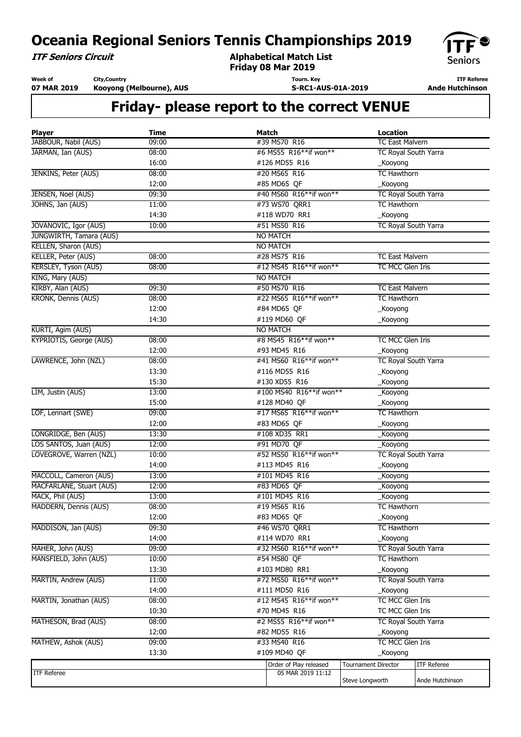# Oceania Regional Seniors Tennis Championships 2019

***ITF Seniors Circuit***

**Alphabetical Match List**
**Friday 08 Mar 2019**

| Week of | City,Country | Tourn. Key | ITF Referee |
|---|---|---|---|
| **07 MAR 2019** | **Kooyong (Melbourne), AUS** | **S-RC1-AUS-01A-2019** | **Ande Hutchinson** |

## Friday- please report to the correct VENUE

| Player | Time | Match | Location |
|---|---|---|---|
| JABBOUR, Nabil (AUS) | 09:00 | #39 MS70 R16 | TC East Malvern |
| JARMAN, Ian (AUS) | 08:00 | #6 MS55 R16**if won** | TC Royal South Yarra |
| | 16:00 | #126 MD55 R16 | _Kooyong |
| JENKINS, Peter (AUS) | 08:00 | #20 MS65 R16 | TC Hawthorn |
| | 12:00 | #85 MD65 QF | _Kooyong |
| JENSEN, Noel (AUS) | 09:30 | #40 MS60 R16**if won** | TC Royal South Yarra |
| JOHNS, Jan (AUS) | 11:00 | #73 WS70 QRR1 | TC Hawthorn |
| | 14:30 | #118 WD70 RR1 | _Kooyong |
| JOVANOVIC, Igor (AUS) | 10:00 | #51 MS50 R16 | TC Royal South Yarra |
| JUNGWIRTH, Tamara (AUS) | | NO MATCH | |
| KELLEN, Sharon (AUS) | | NO MATCH | |
| KELLER, Peter (AUS) | 08:00 | #28 MS75 R16 | TC East Malvern |
| KERSLEY, Tyson (AUS) | 08:00 | #12 MS45 R16**if won** | TC MCC Glen Iris |
| KING, Mary (AUS) | | NO MATCH | |
| KIRBY, Alan (AUS) | 09:30 | #50 MS70 R16 | TC East Malvern |
| KRONK, Dennis (AUS) | 08:00 | #22 MS65 R16**if won** | TC Hawthorn |
| | 12:00 | #84 MD65 QF | _Kooyong |
| | 14:30 | #119 MD60 QF | _Kooyong |
| KURTI, Agim (AUS) | | NO MATCH | |
| KYPRIOTIS, George (AUS) | 08:00 | #8 MS45 R16**if won** | TC MCC Glen Iris |
| | 12:00 | #93 MD45 R16 | _Kooyong |
| LAWRENCE, John (NZL) | 08:00 | #41 MS60 R16**if won** | TC Royal South Yarra |
| | 13:30 | #116 MD55 R16 | _Kooyong |
| | 15:30 | #130 XD55 R16 | _Kooyong |
| LIM, Justin (AUS) | 13:00 | #100 MS40 R16**if won** | _Kooyong |
| | 15:00 | #128 MD40 QF | _Kooyong |
| LOF, Lennart (SWE) | 09:00 | #17 MS65 R16**if won** | TC Hawthorn |
| | 12:00 | #83 MD65 QF | _Kooyong |
| LONGRIDGE, Ben (AUS) | 13:30 | #108 XD35 RR1 | _Kooyong |
| LOS SANTOS, Juan (AUS) | 12:00 | #91 MD70 QF | _Kooyong |
| LOVEGROVE, Warren (NZL) | 10:00 | #52 MS50 R16**if won** | TC Royal South Yarra |
| | 14:00 | #113 MD45 R16 | _Kooyong |
| MACCOLL, Cameron (AUS) | 13:00 | #101 MD45 R16 | _Kooyong |
| MACFARLANE, Stuart (AUS) | 12:00 | #83 MD65 QF | _Kooyong |
| MACK, Phil (AUS) | 13:00 | #101 MD45 R16 | _Kooyong |
| MADDERN, Dennis (AUS) | 08:00 | #19 MS65 R16 | TC Hawthorn |
| | 12:00 | #83 MD65 QF | _Kooyong |
| MADDISON, Jan (AUS) | 09:30 | #46 WS70 QRR1 | TC Hawthorn |
| | 14:00 | #114 WD70 RR1 | _Kooyong |
| MAHER, John (AUS) | 09:00 | #32 MS60 R16**if won** | TC Royal South Yarra |
| MANSFIELD, John (AUS) | 10:00 | #54 MS80 QF | TC Hawthorn |
| | 13:30 | #103 MD80 RR1 | _Kooyong |
| MARTIN, Andrew (AUS) | 11:00 | #72 MS50 R16**if won** | TC Royal South Yarra |
| | 14:00 | #111 MD50 R16 | _Kooyong |
| MARTIN, Jonathan (AUS) | 08:00 | #12 MS45 R16**if won** | TC MCC Glen Iris |
| | 10:30 | #70 MD45 R16 | TC MCC Glen Iris |
| MATHESON, Brad (AUS) | 08:00 | #2 MS55 R16**if won** | TC Royal South Yarra |
| | 12:00 | #82 MD55 R16 | _Kooyong |
| MATHEW, Ashok (AUS) | 09:00 | #33 MS40 R16 | TC MCC Glen Iris |
| | 13:30 | #109 MD40 QF | _Kooyong |

| | Order of Play released | Tournament Director | ITF Referee |
|---|---|---|---|
| ITF Referee | 05 MAR 2019 11:12 | Steve Longworth | Ande Hutchinson |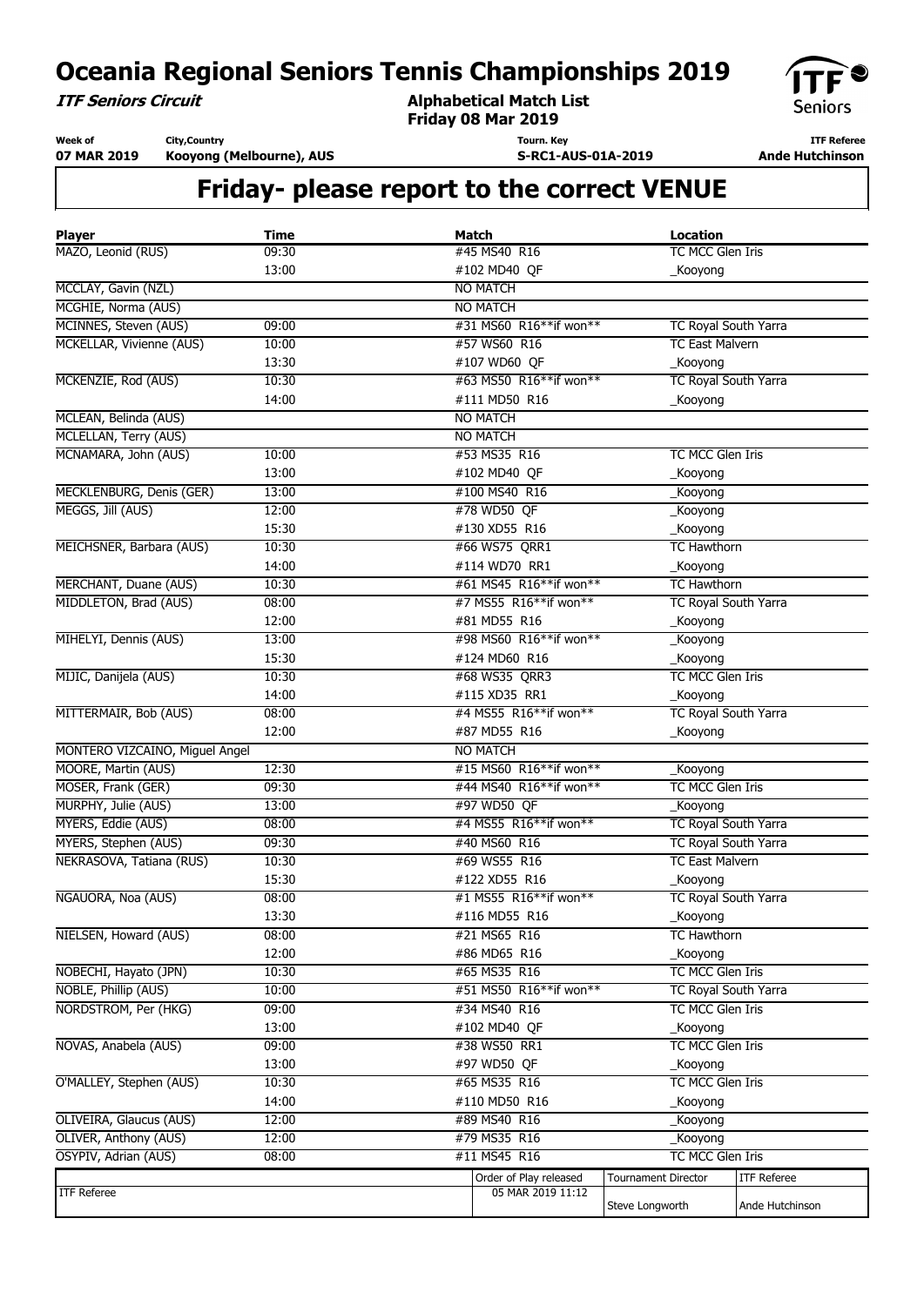# Oceania Regional Seniors Tennis Championships 2019

***ITF Seniors Circuit***

**Alphabetical Match List**
**Friday 08 Mar 2019**

| Week of | City,Country | Tourn. Key | ITF Referee |
|---|---|---|---|
| **07 MAR 2019** | **Kooyong (Melbourne), AUS** | **S-RC1-AUS-01A-2019** | **Ande Hutchinson** |

## Friday- please report to the correct VENUE

| Player | Time | Match | Location |
|---|---|---|---|
| MAZO, Leonid (RUS) | 09:30 | #45 MS40 R16 | TC MCC Glen Iris |
| | 13:00 | #102 MD40 QF | _Kooyong |
| MCCLAY, Gavin (NZL) | | NO MATCH | |
| MCGHIE, Norma (AUS) | | NO MATCH | |
| MCINNES, Steven (AUS) | 09:00 | #31 MS60 R16**if won** | TC Royal South Yarra |
| MCKELLAR, Vivienne (AUS) | 10:00 | #57 WS60 R16 | TC East Malvern |
| | 13:30 | #107 WD60 QF | _Kooyong |
| MCKENZIE, Rod (AUS) | 10:30 | #63 MS50 R16**if won** | TC Royal South Yarra |
| | 14:00 | #111 MD50 R16 | _Kooyong |
| MCLEAN, Belinda (AUS) | | NO MATCH | |
| MCLELLAN, Terry (AUS) | | NO MATCH | |
| MCNAMARA, John (AUS) | 10:00 | #53 MS35 R16 | TC MCC Glen Iris |
| | 13:00 | #102 MD40 QF | _Kooyong |
| MECKLENBURG, Denis (GER) | 13:00 | #100 MS40 R16 | _Kooyong |
| MEGGS, Jill (AUS) | 12:00 | #78 WD50 QF | _Kooyong |
| | 15:30 | #130 XD55 R16 | _Kooyong |
| MEICHSNER, Barbara (AUS) | 10:30 | #66 WS75 QRR1 | TC Hawthorn |
| | 14:00 | #114 WD70 RR1 | _Kooyong |
| MERCHANT, Duane (AUS) | 10:30 | #61 MS45 R16**if won** | TC Hawthorn |
| MIDDLETON, Brad (AUS) | 08:00 | #7 MS55 R16**if won** | TC Royal South Yarra |
| | 12:00 | #81 MD55 R16 | _Kooyong |
| MIHELYI, Dennis (AUS) | 13:00 | #98 MS60 R16**if won** | _Kooyong |
| | 15:30 | #124 MD60 R16 | _Kooyong |
| MIJIC, Danijela (AUS) | 10:30 | #68 WS35 QRR3 | TC MCC Glen Iris |
| | 14:00 | #115 XD35 RR1 | _Kooyong |
| MITTERMAIR, Bob (AUS) | 08:00 | #4 MS55 R16**if won** | TC Royal South Yarra |
| | 12:00 | #87 MD55 R16 | _Kooyong |
| MONTERO VIZCAINO, Miguel Angel | | NO MATCH | |
| MOORE, Martin (AUS) | 12:30 | #15 MS60 R16**if won** | _Kooyong |
| MOSER, Frank (GER) | 09:30 | #44 MS40 R16**if won** | TC MCC Glen Iris |
| MURPHY, Julie (AUS) | 13:00 | #97 WD50 QF | _Kooyong |
| MYERS, Eddie (AUS) | 08:00 | #4 MS55 R16**if won** | TC Royal South Yarra |
| MYERS, Stephen (AUS) | 09:30 | #40 MS60 R16 | TC Royal South Yarra |
| NEKRASOVA, Tatiana (RUS) | 10:30 | #69 WS55 R16 | TC East Malvern |
| | 15:30 | #122 XD55 R16 | _Kooyong |
| NGAUORA, Noa (AUS) | 08:00 | #1 MS55 R16**if won** | TC Royal South Yarra |
| | 13:30 | #116 MD55 R16 | _Kooyong |
| NIELSEN, Howard (AUS) | 08:00 | #21 MS65 R16 | TC Hawthorn |
| | 12:00 | #86 MD65 R16 | _Kooyong |
| NOBECHI, Hayato (JPN) | 10:30 | #65 MS35 R16 | TC MCC Glen Iris |
| NOBLE, Phillip (AUS) | 10:00 | #51 MS50 R16**if won** | TC Royal South Yarra |
| NORDSTROM, Per (HKG) | 09:00 | #34 MS40 R16 | TC MCC Glen Iris |
| | 13:00 | #102 MD40 QF | _Kooyong |
| NOVAS, Anabela (AUS) | 09:00 | #38 WS50 RR1 | TC MCC Glen Iris |
| | 13:00 | #97 WD50 QF | _Kooyong |
| O'MALLEY, Stephen (AUS) | 10:30 | #65 MS35 R16 | TC MCC Glen Iris |
| | 14:00 | #110 MD50 R16 | _Kooyong |
| OLIVEIRA, Glaucus (AUS) | 12:00 | #89 MS40 R16 | _Kooyong |
| OLIVER, Anthony (AUS) | 12:00 | #79 MS35 R16 | _Kooyong |
| OSYPIV, Adrian (AUS) | 08:00 | #11 MS45 R16 | TC MCC Glen Iris |

| ITF Referee | Order of Play released | Tournament Director | ITF Referee |
|---|---|---|---|
| | 05 MAR 2019 11:12 | Steve Longworth | Ande Hutchinson |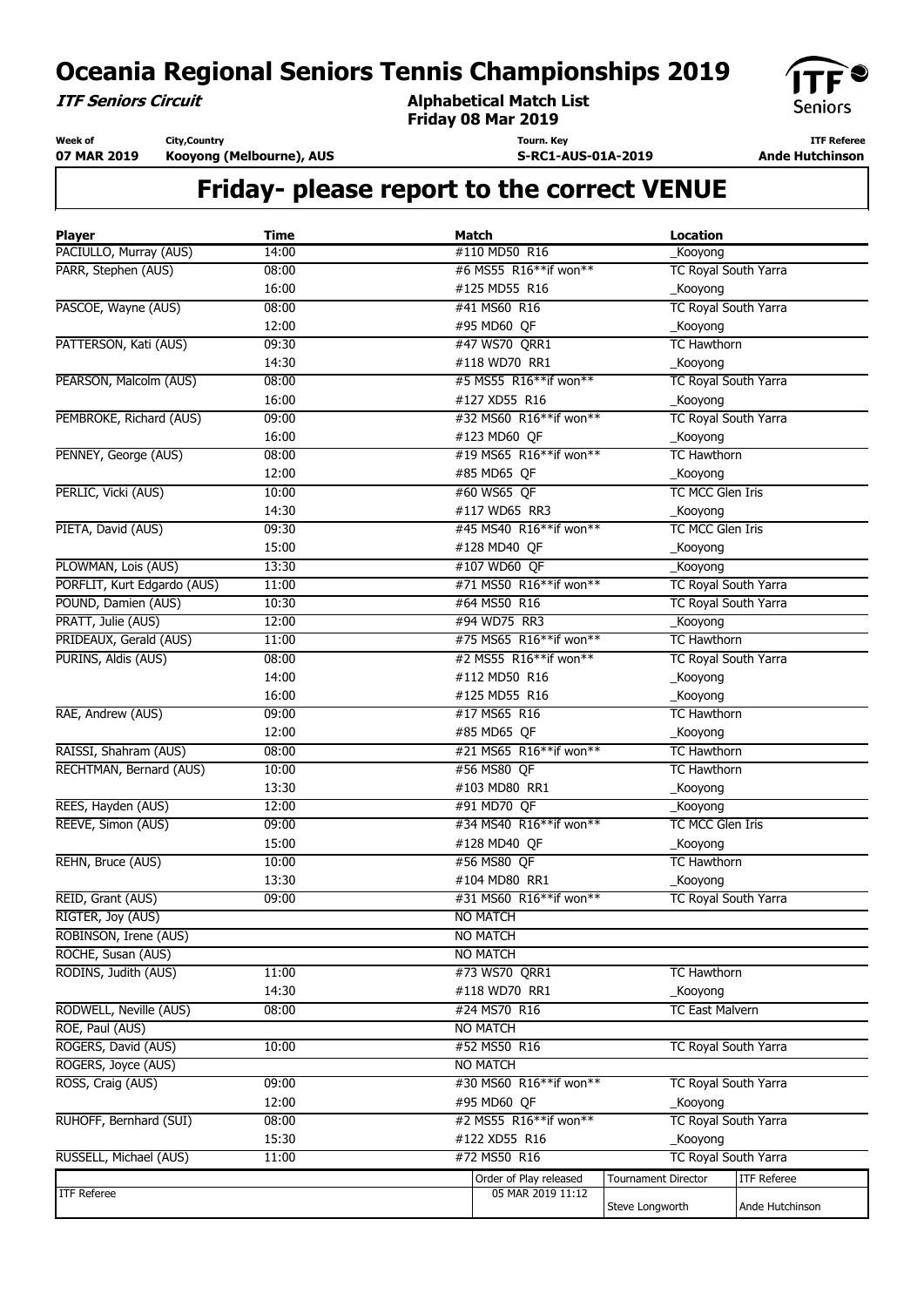# Oceania Regional Seniors Tennis Championships 2019

***ITF Seniors Circuit***

**Alphabetical Match List**
**Friday 08 Mar 2019**

| Week of | City,Country | Tourn. Key | ITF Referee |
|---|---|---|---|
| **07 MAR 2019** | **Kooyong (Melbourne), AUS** | **S-RC1-AUS-01A-2019** | **Ande Hutchinson** |

## Friday- please report to the correct VENUE

| Player | Time | Match | Location |
|---|---|---|---|
| PACIULLO, Murray (AUS) | 14:00 | #110 MD50 R16 | _Kooyong |
| PARR, Stephen (AUS) | 08:00 | #6 MS55 R16**if won** | TC Royal South Yarra |
| | 16:00 | #125 MD55 R16 | _Kooyong |
| PASCOE, Wayne (AUS) | 08:00 | #41 MS60 R16 | TC Royal South Yarra |
| | 12:00 | #95 MD60 QF | _Kooyong |
| PATTERSON, Kati (AUS) | 09:30 | #47 WS70 QRR1 | TC Hawthorn |
| | 14:30 | #118 WD70 RR1 | _Kooyong |
| PEARSON, Malcolm (AUS) | 08:00 | #5 MS55 R16**if won** | TC Royal South Yarra |
| | 16:00 | #127 XD55 R16 | _Kooyong |
| PEMBROKE, Richard (AUS) | 09:00 | #32 MS60 R16**if won** | TC Royal South Yarra |
| | 16:00 | #123 MD60 QF | _Kooyong |
| PENNEY, George (AUS) | 08:00 | #19 MS65 R16**if won** | TC Hawthorn |
| | 12:00 | #85 MD65 QF | _Kooyong |
| PERLIC, Vicki (AUS) | 10:00 | #60 WS65 QF | TC MCC Glen Iris |
| | 14:30 | #117 WD65 RR3 | _Kooyong |
| PIETA, David (AUS) | 09:30 | #45 MS40 R16**if won** | TC MCC Glen Iris |
| | 15:00 | #128 MD40 QF | _Kooyong |
| PLOWMAN, Lois (AUS) | 13:30 | #107 WD60 QF | _Kooyong |
| PORFLIT, Kurt Edgardo (AUS) | 11:00 | #71 MS50 R16**if won** | TC Royal South Yarra |
| POUND, Damien (AUS) | 10:30 | #64 MS50 R16 | TC Royal South Yarra |
| PRATT, Julie (AUS) | 12:00 | #94 WD75 RR3 | _Kooyong |
| PRIDEAUX, Gerald (AUS) | 11:00 | #75 MS65 R16**if won** | TC Hawthorn |
| PURINS, Aldis (AUS) | 08:00 | #2 MS55 R16**if won** | TC Royal South Yarra |
| | 14:00 | #112 MD50 R16 | _Kooyong |
| | 16:00 | #125 MD55 R16 | _Kooyong |
| RAE, Andrew (AUS) | 09:00 | #17 MS65 R16 | TC Hawthorn |
| | 12:00 | #85 MD65 QF | _Kooyong |
| RAISSI, Shahram (AUS) | 08:00 | #21 MS65 R16**if won** | TC Hawthorn |
| RECHTMAN, Bernard (AUS) | 10:00 | #56 MS80 QF | TC Hawthorn |
| | 13:30 | #103 MD80 RR1 | _Kooyong |
| REES, Hayden (AUS) | 12:00 | #91 MD70 QF | _Kooyong |
| REEVE, Simon (AUS) | 09:00 | #34 MS40 R16**if won** | TC MCC Glen Iris |
| | 15:00 | #128 MD40 QF | _Kooyong |
| REHN, Bruce (AUS) | 10:00 | #56 MS80 QF | TC Hawthorn |
| | 13:30 | #104 MD80 RR1 | _Kooyong |
| REID, Grant (AUS) | 09:00 | #31 MS60 R16**if won** | TC Royal South Yarra |
| RIGTER, Joy (AUS) | | NO MATCH | |
| ROBINSON, Irene (AUS) | | NO MATCH | |
| ROCHE, Susan (AUS) | | NO MATCH | |
| RODINS, Judith (AUS) | 11:00 | #73 WS70 QRR1 | TC Hawthorn |
| | 14:30 | #118 WD70 RR1 | _Kooyong |
| RODWELL, Neville (AUS) | 08:00 | #24 MS70 R16 | TC East Malvern |
| ROE, Paul (AUS) | | NO MATCH | |
| ROGERS, David (AUS) | 10:00 | #52 MS50 R16 | TC Royal South Yarra |
| ROGERS, Joyce (AUS) | | NO MATCH | |
| ROSS, Craig (AUS) | 09:00 | #30 MS60 R16**if won** | TC Royal South Yarra |
| | 12:00 | #95 MD60 QF | _Kooyong |
| RUHOFF, Bernhard (SUI) | 08:00 | #2 MS55 R16**if won** | TC Royal South Yarra |
| | 15:30 | #122 XD55 R16 | _Kooyong |
| RUSSELL, Michael (AUS) | 11:00 | #72 MS50 R16 | TC Royal South Yarra |

| ITF Referee | Order of Play released | Tournament Director | ITF Referee |
|---|---|---|---|
| | 05 MAR 2019 11:12 | Steve Longworth | Ande Hutchinson |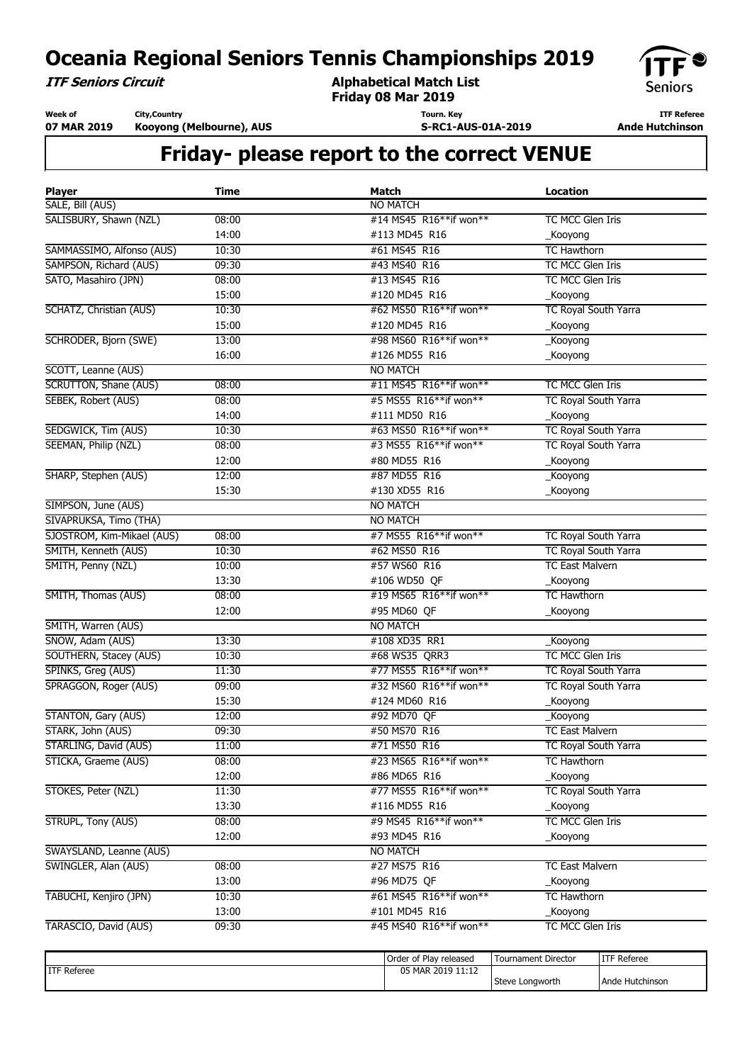# Oceania Regional Seniors Tennis Championships 2019

***ITF Seniors Circuit***

**Alphabetical Match List**
**Friday 08 Mar 2019**

| Week of | City,Country | Tourn. Key | ITF Referee |
|---|---|---|---|
| **07 MAR 2019** | **Kooyong (Melbourne), AUS** | **S-RC1-AUS-01A-2019** | **Ande Hutchinson** |

## Friday- please report to the correct VENUE

| Player | Time | Match | Location |
|---|---|---|---|
| SALE, Bill (AUS) | | NO MATCH | |
| SALISBURY, Shawn (NZL) | 08:00 | #14 MS45 R16**if won** | TC MCC Glen Iris |
| | 14:00 | #113 MD45 R16 | _Kooyong |
| SAMMASSIMO, Alfonso (AUS) | 10:30 | #61 MS45 R16 | TC Hawthorn |
| SAMPSON, Richard (AUS) | 09:30 | #43 MS40 R16 | TC MCC Glen Iris |
| SATO, Masahiro (JPN) | 08:00 | #13 MS45 R16 | TC MCC Glen Iris |
| | 15:00 | #120 MD45 R16 | _Kooyong |
| SCHATZ, Christian (AUS) | 10:30 | #62 MS50 R16**if won** | TC Royal South Yarra |
| | 15:00 | #120 MD45 R16 | _Kooyong |
| SCHRODER, Bjorn (SWE) | 13:00 | #98 MS60 R16**if won** | _Kooyong |
| | 16:00 | #126 MD55 R16 | _Kooyong |
| SCOTT, Leanne (AUS) | | NO MATCH | |
| SCRUTTON, Shane (AUS) | 08:00 | #11 MS45 R16**if won** | TC MCC Glen Iris |
| SEBEK, Robert (AUS) | 08:00 | #5 MS55 R16**if won** | TC Royal South Yarra |
| | 14:00 | #111 MD50 R16 | _Kooyong |
| SEDGWICK, Tim (AUS) | 10:30 | #63 MS50 R16**if won** | TC Royal South Yarra |
| SEEMAN, Philip (NZL) | 08:00 | #3 MS55 R16**if won** | TC Royal South Yarra |
| | 12:00 | #80 MD55 R16 | _Kooyong |
| SHARP, Stephen (AUS) | 12:00 | #87 MD55 R16 | _Kooyong |
| | 15:30 | #130 XD55 R16 | _Kooyong |
| SIMPSON, June (AUS) | | NO MATCH | |
| SIVAPRUKSA, Timo (THA) | | NO MATCH | |
| SJOSTROM, Kim-Mikael (AUS) | 08:00 | #7 MS55 R16**if won** | TC Royal South Yarra |
| SMITH, Kenneth (AUS) | 10:30 | #62 MS50 R16 | TC Royal South Yarra |
| SMITH, Penny (NZL) | 10:00 | #57 WS60 R16 | TC East Malvern |
| | 13:30 | #106 WD50 QF | _Kooyong |
| SMITH, Thomas (AUS) | 08:00 | #19 MS65 R16**if won** | TC Hawthorn |
| | 12:00 | #95 MD60 QF | _Kooyong |
| SMITH, Warren (AUS) | | NO MATCH | |
| SNOW, Adam (AUS) | 13:30 | #108 XD35 RR1 | _Kooyong |
| SOUTHERN, Stacey (AUS) | 10:30 | #68 WS35 QRR3 | TC MCC Glen Iris |
| SPINKS, Greg (AUS) | 11:30 | #77 MS55 R16**if won** | TC Royal South Yarra |
| SPRAGGON, Roger (AUS) | 09:00 | #32 MS60 R16**if won** | TC Royal South Yarra |
| | 15:30 | #124 MD60 R16 | _Kooyong |
| STANTON, Gary (AUS) | 12:00 | #92 MD70 QF | _Kooyong |
| STARK, John (AUS) | 09:30 | #50 MS70 R16 | TC East Malvern |
| STARLING, David (AUS) | 11:00 | #71 MS50 R16 | TC Royal South Yarra |
| STICKA, Graeme (AUS) | 08:00 | #23 MS65 R16**if won** | TC Hawthorn |
| | 12:00 | #86 MD65 R16 | _Kooyong |
| STOKES, Peter (NZL) | 11:30 | #77 MS55 R16**if won** | TC Royal South Yarra |
| | 13:30 | #116 MD55 R16 | _Kooyong |
| STRUPL, Tony (AUS) | 08:00 | #9 MS45 R16**if won** | TC MCC Glen Iris |
| | 12:00 | #93 MD45 R16 | _Kooyong |
| SWAYSLAND, Leanne (AUS) | | NO MATCH | |
| SWINGLER, Alan (AUS) | 08:00 | #27 MS75 R16 | TC East Malvern |
| | 13:00 | #96 MD75 QF | _Kooyong |
| TABUCHI, Kenjiro (JPN) | 10:30 | #61 MS45 R16**if won** | TC Hawthorn |
| | 13:00 | #101 MD45 R16 | _Kooyong |
| TARASCIO, David (AUS) | 09:30 | #45 MS40 R16**if won** | TC MCC Glen Iris |

| | Order of Play released | Tournament Director | ITF Referee |
|---|---|---|---|
| ITF Referee | 05 MAR 2019 11:12 | Steve Longworth | Ande Hutchinson |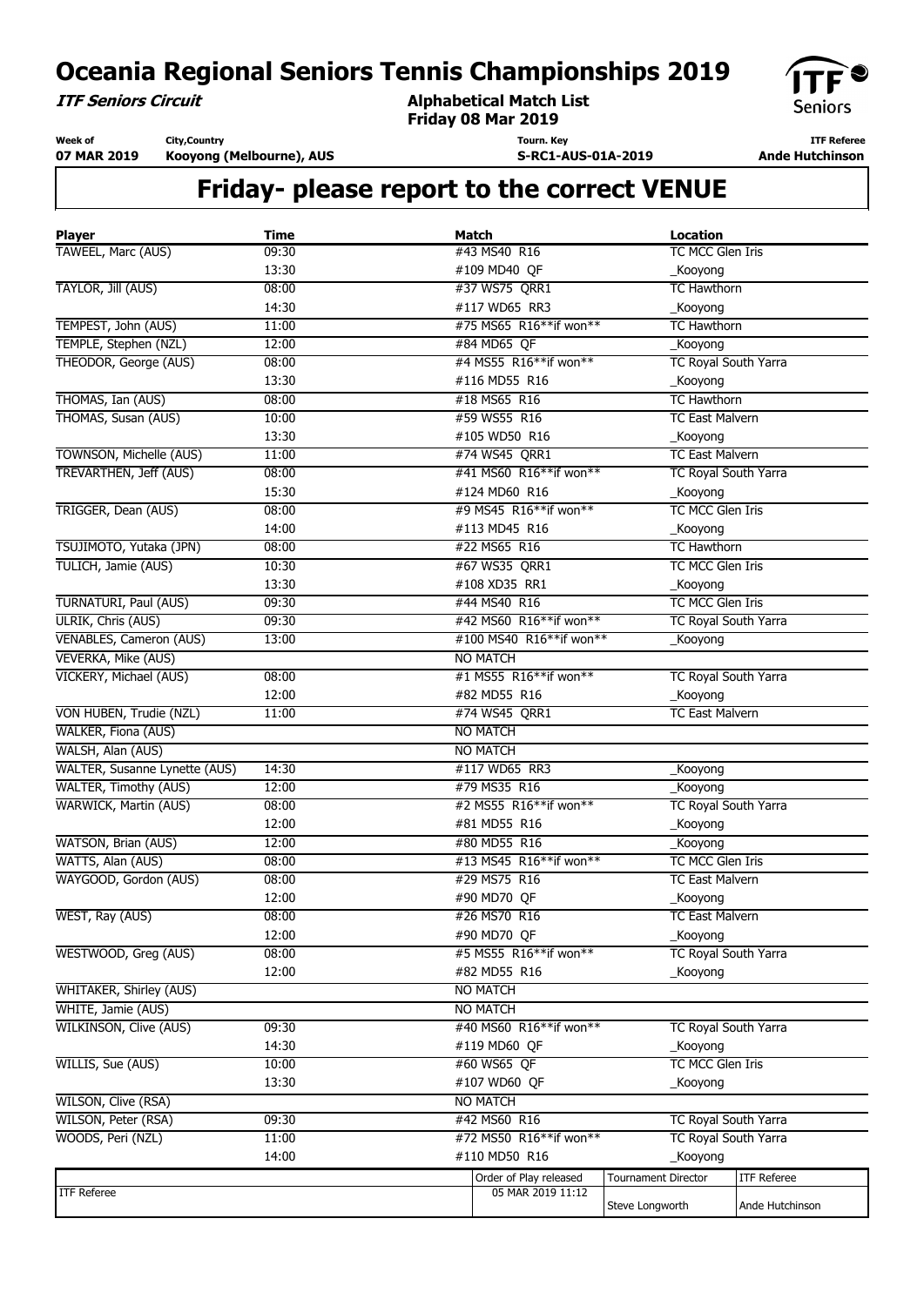# Oceania Regional Seniors Tennis Championships 2019

***ITF Seniors Circuit***

**Alphabetical Match List**
**Friday 08 Mar 2019**

| Week of | City,Country | Tourn. Key | ITF Referee |
|---|---|---|---|
| 07 MAR 2019 | Kooyong (Melbourne), AUS | S-RC1-AUS-01A-2019 | Ande Hutchinson |

## Friday- please report to the correct VENUE

| Player | Time | Match | Location |
|---|---|---|---|
| TAWEEL, Marc (AUS) | 09:30 | #43 MS40 R16 | TC MCC Glen Iris |
| | 13:30 | #109 MD40 QF | _Kooyong |
| TAYLOR, Jill (AUS) | 08:00 | #37 WS75 QRR1 | TC Hawthorn |
| | 14:30 | #117 WD65 RR3 | _Kooyong |
| TEMPEST, John (AUS) | 11:00 | #75 MS65 R16**if won** | TC Hawthorn |
| TEMPLE, Stephen (NZL) | 12:00 | #84 MD65 QF | _Kooyong |
| THEODOR, George (AUS) | 08:00 | #4 MS55 R16**if won** | TC Royal South Yarra |
| | 13:30 | #116 MD55 R16 | _Kooyong |
| THOMAS, Ian (AUS) | 08:00 | #18 MS65 R16 | TC Hawthorn |
| THOMAS, Susan (AUS) | 10:00 | #59 WS55 R16 | TC East Malvern |
| | 13:30 | #105 WD50 R16 | _Kooyong |
| TOWNSON, Michelle (AUS) | 11:00 | #74 WS45 QRR1 | TC East Malvern |
| TREVARTHEN, Jeff (AUS) | 08:00 | #41 MS60 R16**if won** | TC Royal South Yarra |
| | 15:30 | #124 MD60 R16 | _Kooyong |
| TRIGGER, Dean (AUS) | 08:00 | #9 MS45 R16**if won** | TC MCC Glen Iris |
| | 14:00 | #113 MD45 R16 | _Kooyong |
| TSUJIMOTO, Yutaka (JPN) | 08:00 | #22 MS65 R16 | TC Hawthorn |
| TULICH, Jamie (AUS) | 10:30 | #67 WS35 QRR1 | TC MCC Glen Iris |
| | 13:30 | #108 XD35 RR1 | _Kooyong |
| TURNATURI, Paul (AUS) | 09:30 | #44 MS40 R16 | TC MCC Glen Iris |
| ULRIK, Chris (AUS) | 09:30 | #42 MS60 R16**if won** | TC Royal South Yarra |
| VENABLES, Cameron (AUS) | 13:00 | #100 MS40 R16**if won** | _Kooyong |
| VEVERKA, Mike (AUS) | | NO MATCH | |
| VICKERY, Michael (AUS) | 08:00 | #1 MS55 R16**if won** | TC Royal South Yarra |
| | 12:00 | #82 MD55 R16 | _Kooyong |
| VON HUBEN, Trudie (NZL) | 11:00 | #74 WS45 QRR1 | TC East Malvern |
| WALKER, Fiona (AUS) | | NO MATCH | |
| WALSH, Alan (AUS) | | NO MATCH | |
| WALTER, Susanne Lynette (AUS) | 14:30 | #117 WD65 RR3 | _Kooyong |
| WALTER, Timothy (AUS) | 12:00 | #79 MS35 R16 | _Kooyong |
| WARWICK, Martin (AUS) | 08:00 | #2 MS55 R16**if won** | TC Royal South Yarra |
| | 12:00 | #81 MD55 R16 | _Kooyong |
| WATSON, Brian (AUS) | 12:00 | #80 MD55 R16 | _Kooyong |
| WATTS, Alan (AUS) | 08:00 | #13 MS45 R16**if won** | TC MCC Glen Iris |
| WAYGOOD, Gordon (AUS) | 08:00 | #29 MS75 R16 | TC East Malvern |
| | 12:00 | #90 MD70 QF | _Kooyong |
| WEST, Ray (AUS) | 08:00 | #26 MS70 R16 | TC East Malvern |
| | 12:00 | #90 MD70 QF | _Kooyong |
| WESTWOOD, Greg (AUS) | 08:00 | #5 MS55 R16**if won** | TC Royal South Yarra |
| | 12:00 | #82 MD55 R16 | _Kooyong |
| WHITAKER, Shirley (AUS) | | NO MATCH | |
| WHITE, Jamie (AUS) | | NO MATCH | |
| WILKINSON, Clive (AUS) | 09:30 | #40 MS60 R16**if won** | TC Royal South Yarra |
| | 14:30 | #119 MD60 QF | _Kooyong |
| WILLIS, Sue (AUS) | 10:00 | #60 WS65 QF | TC MCC Glen Iris |
| | 13:30 | #107 WD60 QF | _Kooyong |
| WILSON, Clive (RSA) | | NO MATCH | |
| WILSON, Peter (RSA) | 09:30 | #42 MS60 R16 | TC Royal South Yarra |
| WOODS, Peri (NZL) | 11:00 | #72 MS50 R16**if won** | TC Royal South Yarra |
| | 14:00 | #110 MD50 R16 | _Kooyong |

| ITF Referee | Order of Play released | Tournament Director | ITF Referee |
|---|---|---|---|
| | 05 MAR 2019 11:12 | Steve Longworth | Ande Hutchinson |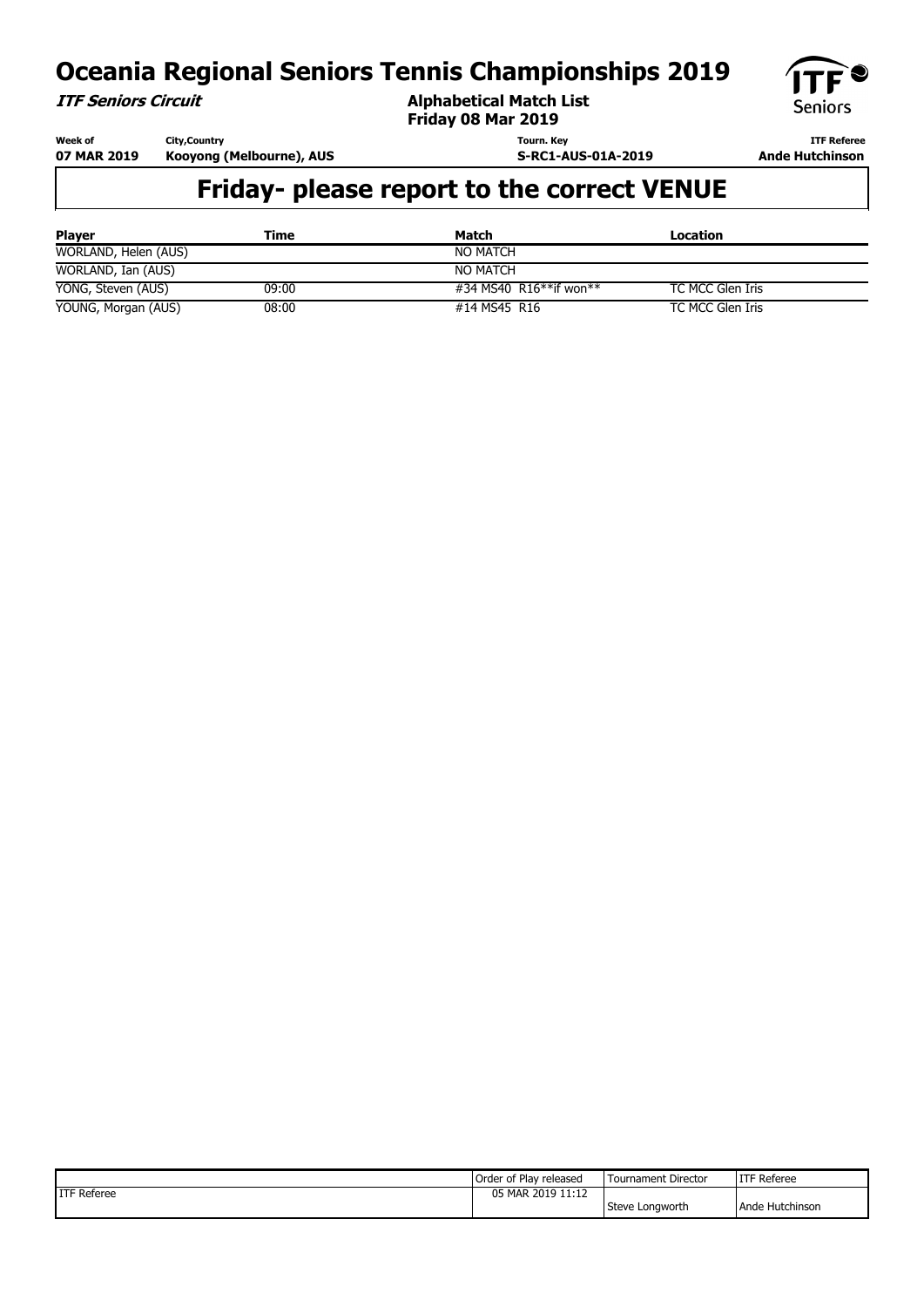# Oceania Regional Seniors Tennis Championships 2019

***ITF Seniors Circuit***

**Alphabetical Match List**
**Friday 08 Mar 2019**

| Week of | City,Country | Tourn. Key | ITF Referee |
|---|---|---|---|
| **07 MAR 2019** | **Kooyong (Melbourne), AUS** | **S-RC1-AUS-01A-2019** | **Ande Hutchinson** |

## Friday- please report to the correct VENUE

| Player | Time | Match | Location |
|---|---|---|---|
| WORLAND, Helen (AUS) | | NO MATCH | |
| WORLAND, Ian (AUS) | | NO MATCH | |
| YONG, Steven (AUS) | 09:00 | #34 MS40 R16**if won** | TC MCC Glen Iris |
| YOUNG, Morgan (AUS) | 08:00 | #14 MS45 R16 | TC MCC Glen Iris |

| | Order of Play released | Tournament Director | ITF Referee |
|---|---|---|---|
| ITF Referee | 05 MAR 2019 11:12 | Steve Longworth | Ande Hutchinson |